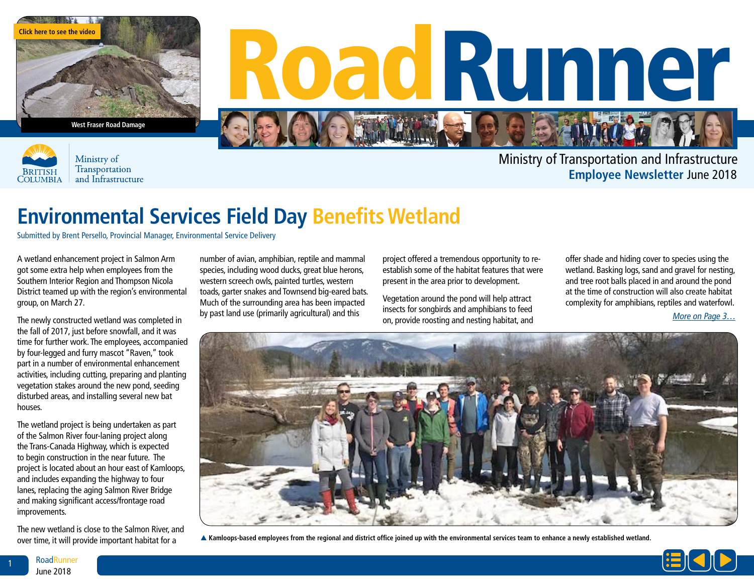Click here to see the video

West Fraser Road Damage

# Road Runner

Ministry of Transportation and Infrastructure

**Employee Newsletter** June 2018

## Environmental Services Field Day Benefits Wetland

Submitted by Brent Persello, Provincial Manager, Environmental Service Delivery

A wetland enhancement project in Salmon Arm got some extra help when employees from the Southern Interior Region and Thompson Nicola District teamed up with the region's environmental group, on March 27.

The newly constructed wetland was completed in the fall of 2017, just before snowfall, and it was time for further work. The employees, accompanied by four-legged and furry mascot "Raven," took part in a number of environmental enhancement activities, including cutting, preparing and planting vegetation stakes around the new pond, seeding disturbed areas, and installing several new bat houses.

The wetland project is being undertaken as part of the Salmon River four-laning project along the Trans-Canada Highway, which is expected to begin construction in the near future. The project is located about an hour east of Kamloops, and includes expanding the highway to four lanes, replacing the aging Salmon River Bridge and making significant access/frontage road improvements.

The new wetland is close to the Salmon River, and over time, it will provide important habitat for a number of avian, amphibian, reptile and mammal species, including wood ducks, great blue herons, western screech owls, painted turtles, western toads, garter snakes and Townsend big-eared bats. Much of the surrounding area has been impacted by past land use (primarily agricultural) and this project offered a tremendous opportunity to re-establish some of the habitat features that were present in the area prior to development.

Vegetation around the pond will help attract insects for songbirds and amphibians to feed on, provide roosting and nesting habitat, and offer shade and hiding cover to species using the wetland. Basking logs, sand and gravel for nesting, and tree root balls placed in and around the pond at the time of construction will also create habitat complexity for amphibians, reptiles and waterfowl.

*More on Page 3…*

▲ Kamloops-based employees from the regional and district office joined up with the environmental services team to enhance a newly established wetland.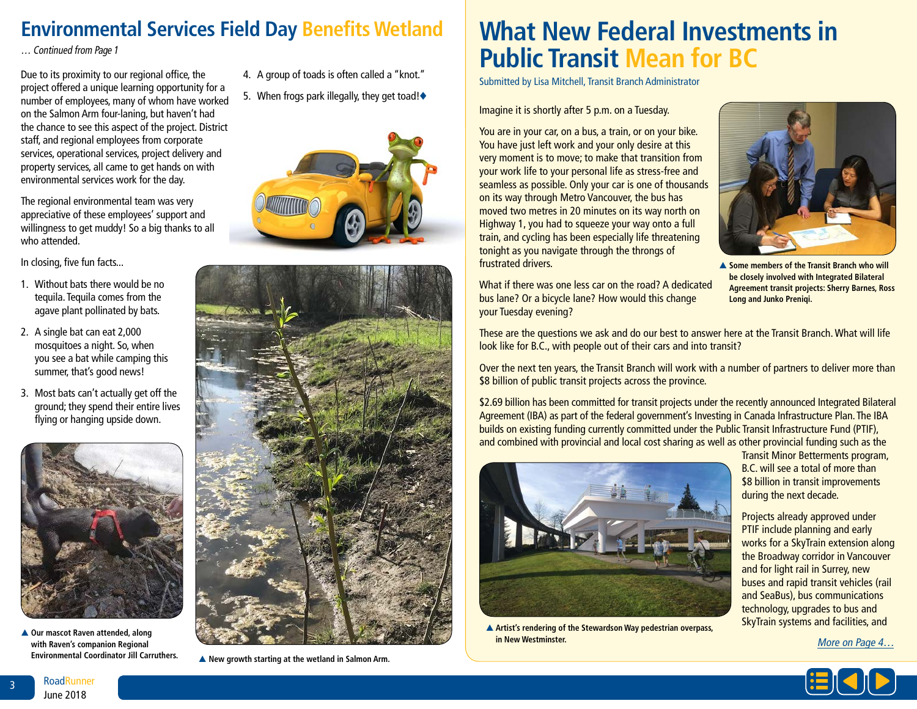## Environmental Services Field Day Benefits Wetland

*… Continued from Page 1*

Due to its proximity to our regional office, the project offered a unique learning opportunity for a number of employees, many of whom have worked on the Salmon Arm four-laning, but haven't had the chance to see this aspect of the project. District staff, and regional employees from corporate services, operational services, project delivery and property services, all came to get hands on with environmental services work for the day.

The regional environmental team was very appreciative of these employees' support and willingness to get muddy! So a big thanks to all who attended.

In closing, five fun facts...

1. Without bats there would be no tequila. Tequila comes from the agave plant pollinated by bats.
2. A single bat can eat 2,000 mosquitoes a night. So, when you see a bat while camping this summer, that's good news!
3. Most bats can't actually get off the ground; they spend their entire lives flying or hanging upside down.
4. A group of toads is often called a "knot."
5. When frogs park illegally, they get toad!♦

▲ Our mascot Raven attended, along with Raven's companion Regional Environmental Coordinator Jill Carruthers.

▲ New growth starting at the wetland in Salmon Arm.

## What New Federal Investments in Public Transit Mean for BC

Submitted by Lisa Mitchell, Transit Branch Administrator

Imagine it is shortly after 5 p.m. on a Tuesday.

You are in your car, on a bus, a train, or on your bike. You have just left work and your only desire at this very moment is to move; to make that transition from your work life to your personal life as stress-free and seamless as possible. Only your car is one of thousands on its way through Metro Vancouver, the bus has moved two metres in 20 minutes on its way north on Highway 1, you had to squeeze your way onto a full train, and cycling has been especially life threatening tonight as you navigate through the throngs of frustrated drivers.

What if there was one less car on the road? A dedicated bus lane? Or a bicycle lane? How would this change your Tuesday evening?

▲ Some members of the Transit Branch who will be closely involved with Integrated Bilateral Agreement transit projects: Sherry Barnes, Ross Long and Junko Preniqi.

These are the questions we ask and do our best to answer here at the Transit Branch. What will life look like for B.C., with people out of their cars and into transit?

Over the next ten years, the Transit Branch will work with a number of partners to deliver more than $8 billion of public transit projects across the province.

$2.69 billion has been committed for transit projects under the recently announced Integrated Bilateral Agreement (IBA) as part of the federal government's Investing in Canada Infrastructure Plan. The IBA builds on existing funding currently committed under the Public Transit Infrastructure Fund (PTIF), and combined with provincial and local cost sharing as well as other provincial funding such as the Transit Minor Betterments program, B.C. will see a total of more than $8 billion in transit improvements during the next decade.

Projects already approved under PTIF include planning and early works for a SkyTrain extension along the Broadway corridor in Vancouver and for light rail in Surrey, new buses and rapid transit vehicles (rail and SeaBus), bus communications technology, upgrades to bus and SkyTrain systems and facilities, and

▲ Artist's rendering of the Stewardson Way pedestrian overpass, in New Westminster.

*More on Page 4…*